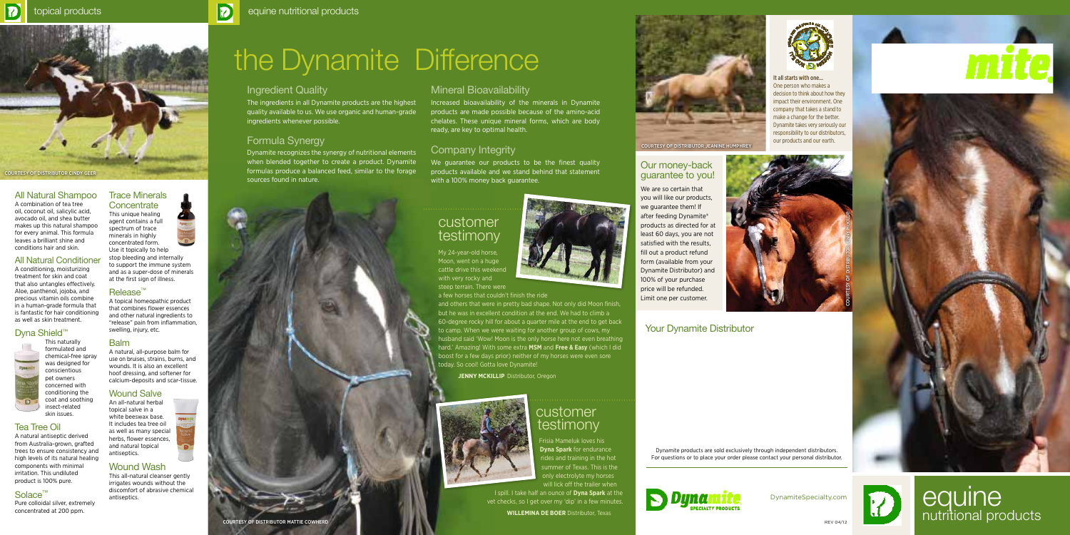topical products

## All Natural Shampoo

A combination of tea tree oil, coconut oil, salicylic acid, avocado oil, and shea butter makes up this natural shampoo for every animal. This formula leaves a brilliant shine and conditions hair and skin.

## All Natural Conditioner

A conditioning, moisturizing treatment for skin and coat that also untangles effectively. Aloe, panthenol, jojoba, and precious vitamin oils combine in a human-grade formula that is fantastic for hair conditioning as well as skin treatment.

## Dyna Shield™

This naturally formulated and chemical-free spray was designed for conscientious pet owners concerned with conditioning the coat and soothing insect-related skin issues.

## Tea Tree Oil

A natural antiseptic derived from Australia-grown, grafted trees to ensure consistency and high levels of its natural healing components with minimal irritation. This undiluted product is 100% pure.

## Solace™

Pure colloidal silver, extremely concentrated at 200 ppm.

## Trace Minerals Concentrate

This unique healing agent contains a full spectrum of trace minerals in highly concentrated form. Use it topically to help stop bleeding and internally to support the immune system and as a super-dose of minerals at the first sign of illness.

## Release™

A topical homeopathic product that combines flower essences and other natural ingredients to "release" pain from inflammation, swelling, injury, etc.

## Balm

A natural, all-purpose balm for use on bruises, strains, burns, and wounds. It is also an excellent hoof dressing, and softener for calcium-deposits and scar-tissue.

## Wound Salve

An all-natural herbal topical salve in a white beeswax base. It includes tea tree oil as well as many special herbs, flower essences, and natural topical antiseptics.

## Wound Wash

This all-natural cleanser gently irrigates wounds without the discomfort of abrasive chemical antiseptics.

COURTESY OF DISTRIBUTOR CINDY GEER

equine nutritional products

# the Dynamite Difference

## Ingredient Quality

The ingredients in all Dynamite products are the highest quality available to us. We use organic and human-grade ingredients whenever possible.

## Formula Synergy

Dynamite recognizes the synergy of nutritional elements when blended together to create a product. Dynamite formulas produce a balanced feed, similar to the forage sources found in nature.

## Mineral Bioavailability

Increased bioavailability of the minerals in Dynamite products are made possible because of the amino-acid chelates. These unique mineral forms, which are body ready, are key to optimal health.

## Company Integrity

We guarantee our products to be the finest quality products available and we stand behind that statement with a 100% money back guarantee.

## customer testimony

My 24-year-old horse, Moon, went on a huge cattle drive this weekend with very rocky and steep terrain. There were a few horses that couldn't finish the ride and others that were in pretty bad shape. Not only did Moon finish, but he was in excellent condition at the end. We had to climb a 60-degree rocky hill for about a quarter mile at the end to get back to camp. When we were waiting for another group of cows, my husband said 'Wow! Moon is the only horse here not even breathing hard.' Amazing! With some extra **MSM** and **Free & Easy** (which I did boost for a few days prior) neither of my horses were even sore today. So cool! Gotta love Dynamite!

**JENNY MCKILLIP** Distributor, Oregon

## customer testimony

Frisia Mameluk loves his **Dyna Spark** for endurance rides and training in the hot summer of Texas. This is the only electrolyte my horses will lick off the trailer when I spill. I take half an ounce of **Dyna Spark** at the vet checks, so I get over my 'dip' in a few minutes.

**WILLEMINA DE BOER** Distributor, Texas

COURTESY OF DISTRIBUTOR MATTIE COWHERD

COURTESY OF DISTRIBUTOR JEANINE HUMPHREY

**It all starts with one...**
One person who makes a decision to think about how they impact their environment. One company that takes a stand to make a change for the better. Dynamite takes very seriously our responsibility to our distributors, our products and our earth.

## Our money-back guarantee to you!

We are so certain that you will like our products, we guarantee them! If after feeding Dynamite® products as directed for at least 60 days, you are not satisfied with the results, fill out a product refund form (available from your Dynamite Distributor) and 100% of your purchase price will be refunded. Limit one per customer.

COURTESY OF DISTRIBUTOR JENNY MCKILLIP

## Your Dynamite Distributor

Dynamite products are sold exclusively through independent distributors. For questions or to place your order please contact your personal distributor.

Dynamite SPECIALTY PRODUCTS

DynamiteSpecialty.com

REV 04/12

mite

# equine nutritional products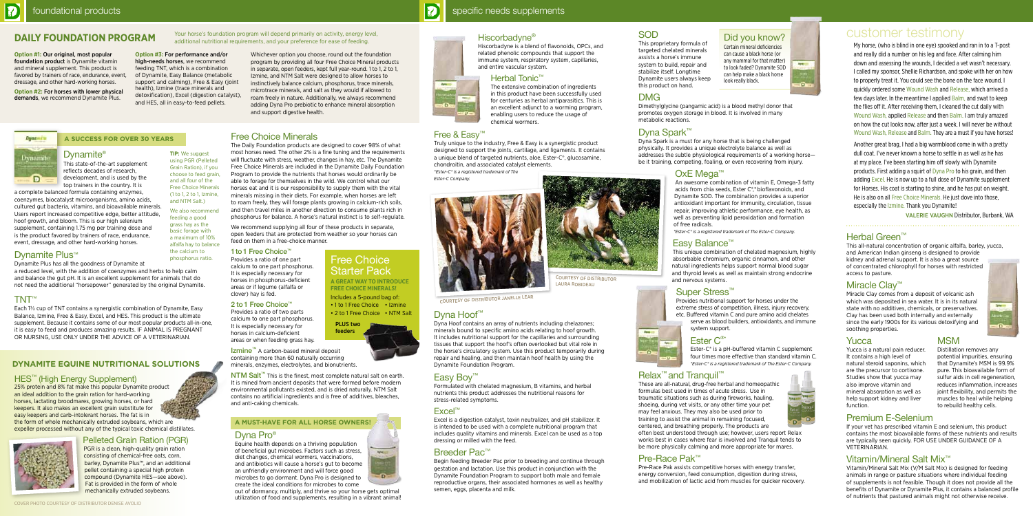## foundational products

# DAILY FOUNDATION PROGRAM

Your horse's foundation program will depend primarily on activity, energy level, additional nutritional requirements, and your preference for ease of feeding.

**Option #1: Our original, most popular foundation product** is Dynamite vitamin and mineral supplement. This product is favored by trainers of race, endurance, event, dressage, and other hard-working horses.

**Option #2: For horses with lower physical demands**, we recommend Dynamite Plus.

**Option #3: For performance and/or high-needs horses**, we recommend feeding TNT, which is a combination of Dynamite, Easy Balance (metabolic support and calming), Free & Easy (joint health), Izmine (trace minerals and detoxification), Excel (digestion catalyst), and HES, all in easy-to-feed pellets.

Whichever option you choose, round out the foundation program by providing all four Free Choice Mineral products in separate, open feeders, kept full year-round. 1 to 1, 2 to 1, Izmine, and NTM Salt were designed to allow horses to instinctively balance calcium, phosphorus, trace minerals, microtrace minerals, and salt as they would if allowed to roam freely in nature. Additionally, we always recommend adding Dyna Pro prebiotic to enhance mineral absorption and support digestive health.

### A SUCCESS FOR OVER 30 YEARS

## Dynamite®

This state-of-the-art supplement reflects decades of research, development, and is used by the top trainers in the country. It is a complete balanced formula containing enzymes, coenzymes, biocatalyst microorganisms, amino acids, cultured gut bacteria, vitamins, and bioavailable minerals. Users report increased competitive edge, better attitude, hoof growth, and bloom. This is our high selenium supplement, containing 1.75 mg per training dose and is the product favored by trainers of race, endurance, event, dressage, and other hard-working horses.

**TIP:** We suggest using PGR (Pelleted Grain Ration), if you choose to feed grain, and all four of the Free Choice Minerals (1 to 1, 2 to 1, Izmine, and NTM Salt.)

We also recommend feeding a good grass hay as the basic forage with a maximum of 10% alfalfa hay to balance the calcium to phosphorus ratio.

## Dynamite Plus™

Dynamite Plus has all the goodness of Dynamite at a reduced level, with the addition of coenzymes and herbs to help calm and balance the gut pH. It is an excellent supplement for animals that do not need the additional "horsepower" generated by the original Dynamite.

## TNT™

Each 1½ cup of TNT contains a synergistic combination of Dynamite, Easy Balance, Izmine, Free & Easy, Excel, and HES. This product is the ultimate supplement. Because it contains some of our most popular products all-in-one, it is easy to feed and produces amazing results. IF ANIMAL IS PREGNANT OR NURSING, USE ONLY UNDER THE ADVICE OF A VETERINARIAN.

### DYNAMITE EQUINE NUTRITIONAL SOLUTIONS

## HES™ (High Energy Supplement)

25% protein and 8% fat make this popular Dynamite product an ideal addition to the grain ration for hard-working horses, lactating broodmares, growing horses, or hard keepers. It also makes an excellent grain substitute for easy keepers and carb-intolerant horses. The fat is in the form of whole mechanically extruded soybeans, which are expeller processed without any of the typical toxic chemical distillates.

## Pelleted Grain Ration (PGR)

PGR is a clean, high-quality grain ration consisting of chemical-free oats, corn, barley, Dynamite Plus™, and an additional pellet containing a special high protein compound (Dynamite HES—see above). Fat is provided in the form of whole mechanically extruded soybeans.

COVER PHOTO COURTESY OF DISTRIBUTOR DENISE AVOLIO

## Free Choice Minerals

The Daily Foundation products are designed to cover 98% of what most horses need. The other 2% is fine tuning and the requirements will fluctuate with stress, weather, changes in hay, etc. The Dynamite Free Choice Minerals are included in the Dynamite Daily Foundation Program to provide the nutrients that horses would ordinarily be able to forage for themselves in the wild. We control what our horses eat and it is our responsibility to supply them with the vital minerals missing in their diets. For example, when horses are left to roam freely, they will forage plants growing in calcium-rich soils, and then travel miles in another direction to consume plants rich in phosphorus for balance. A horse's natural instinct is to self-regulate.

We recommend supplying all four of these products in separate, open feeders that are protected from weather so your horses can feed on them in a free-choice manner.

### 1 to 1 Free Choice™

Provides a ratio of one part calcium to one part phosphorus. It is especially necessary for horses in phosphorus-deficient areas or if legume (alfalfa or clover) hay is fed.

### 2 to 1 Free Choice™

Provides a ratio of two parts calcium to one part phosphorus. It is especially necessary for horses in calcium-deficient areas or when feeding grass hay.

## Free Choice Starter Pack

**A GREAT WAY TO INTRODUCE FREE CHOICE MINERALS!**

Includes a 5-pound bag of:

- 1 to 1 Free Choice
- Izmine
- 2 to 1 Free Choice
- NTM Salt

**PLUS two feeders**

**Izmine™** A carbon-based mineral deposit containing more than 60 naturally occurring minerals, enzymes, electrolytes, and bionutrients.

**NTM Salt™** This is the finest, most complete natural salt on earth. It is mined from ancient deposits that were formed before modern environmental pollutants existed, and is dried naturally. NTM Salt contains no artificial ingredients and is free of additives, bleaches, and anti-caking chemicals.

### A MUST-HAVE FOR ALL HORSE OWNERS!

## Dyna Pro®

Equine health depends on a thriving population of beneficial gut microbes. Factors such as stress, diet changes, chemical wormers, vaccinations, and antibiotics will cause a horse's gut to become an unfriendly environment and will force good microbes to go dormant. Dyna Pro is designed to create the ideal conditions for microbes to come out of dormancy, multiply, and thrive so your horse gets optimal utilization of food and supplements, resulting in a vibrant animal!

## specific needs supplements

## Hiscorbadyne®

Hiscorbadyne is a blend of flavonoids, OPCs, and related phenolic compounds that support the immune system, respiratory system, capillaries, and entire vascular system.

## Herbal Tonic™

The extensive combination of ingredients in this product have been successfully used for centuries as herbal antiparasitics. This is an excellent adjunct to a worming program, enabling users to reduce the usage of chemical wormers.

## Free & Easy™

Truly unique to the industry, Free & Easy is a synergistic product designed to support the joints, cartilage, and ligaments. It contains a unique blend of targeted nutrients, aloe, Ester-C®, glucosamine, chondroitin, and associated catalyst elements.

*Ester-C® is a registered trademark of The Ester-C Company.*

COURTESY OF DISTRIBUTOR JANELLE LEAR

COURTESY OF DISTRIBUTOR LAURA ROBIDEAU

## Dyna Hoof™

Dyna Hoof contains an array of nutrients including chelazones; minerals bound to specific amino acids relating to hoof growth. It includes nutritional support for the capillaries and surrounding tissues that support the hoof's often overlooked but vital role in the horse's circulatory system. Use this product temporarily during repair and healing, and then maintain hoof health by using the Dynamite Foundation Program.

## Easy Boy™

Formulated with chelated magnesium, B vitamins, and herbal nutrients this product addresses the nutritional reasons for stress-related symptoms.

## Excel™

Excel is a digestion catalyst, toxin neutralizer, and pH stabilizer. It is intended to be used with a complete nutritional program that includes quality vitamins and minerals. Excel can be used as a top dressing or milled with the feed.

## Breeder Pac™

Begin feeding Breeder Pac prior to breeding and continue through gestation and lactation. Use this product in conjunction with the Dynamite Foundation Program to support both male and female reproductive organs, their associated hormones as well as healthy semen, eggs, placenta and milk.

## SOD

This proprietary formula of targeted chelated minerals assists a horse's immune system to build, repair and stabilize itself. Longtime Dynamite users always keep this product on hand.

### Did you know?

Certain mineral deficiencies can cause a black horse (or any mammal for that matter) to look faded? Dynamite SOD can help make a black horse look really black.

## DMG

Dimethylglycine (pangamic acid) is a blood methyl donor that promotes oxygen storage in blood. It is involved in many metabolic reactions.

## Dyna Spark™

Dyna Spark is a must for any horse that is being challenged physically. It provides a unique electrolyte balance as well as addresses the subtle physiological requirements of a working horse—be it training, competing, foaling, or even recovering from injury.

## OxE Mega™

An awesome combination of vitamin E, Omega-3 fatty acids from chia seeds, Ester C®,* bioflavonoids, and Dynamite SOD. The combination provides a superior antioxidant important for immunity, circulation, tissue repair, improving athletic performance, eye health, as well as preventing lipid peroxidation and formation of free radicals.

*\*Ester-C® is a registered trademark of The Ester-C Company.*

## Easy Balance™

This unique combination of chelated magnesium, highly absorbable chromium, organic cinnamon, and other natural ingredients helps support normal blood sugar and thyroid levels as well as maintain strong endocrine and nervous systems.

## Super Stress™

Provides nutritional support for horses under the extreme stress of competition, illness, injury recovery, etc. Buffered vitamin C and pure amino acid chelates serve as blood builders, antioxidants, and immune system support.

## Ester C®*

Ester-C® is a pH-buffered vitamin C supplement four times more effective than standard vitamin C.

*\*Ester-C® is a registered trademark of The Ester-C Company.*

## Relax™ and Tranquil™

These are all-natural, drug-free herbal and homeopathic formulas best used in times of acute stress. Use in traumatic situations such as during fireworks, hauling, shoeing, during vet visits, or any other time your pet may feel anxious. They may also be used prior to training to assist the animal in remaining focused, centered, and breathing properly. The products are often best understood through use; however, users report Relax works best in cases where fear is involved and Tranquil tends to be more physically calming and more appropriate for mares.

## Pre-Race Pak™

Pre-Race Pak assists competitive horses with energy transfer, energy conversion, feed consumption, digestion during stress, and mobilization of lactic acid from muscles for quicker recovery.

# customer testimony

My horse, (who is blind in one eye) spooked and ran in to a T-post and really did a number on his leg and face. After calming him down and assessing the wounds, I decided a vet wasn't necessary. I called my sponsor, Shellie Richardson, and spoke with her on how to properly treat it. You could see the bone on the face wound. I quickly ordered some Wound Wash and Release, which arrived a few days later. In the meantime I applied Balm, and swat to keep the flies off it. After receiving them, I cleaned the cut daily with Wound Wash, applied Release and then Balm. I am truly amazed on how the cut looks now, after just a week. I will never be without Wound Wash, Release and Balm. They are a must if you have horses!

Another great brag, I had a big warmblood come in with a pretty dull coat. I've never known a horse to settle in as well as he has at my place. I've been starting him off slowly with Dynamite products. First adding a squirt of Dyna Pro to his grain, and then adding Excel. He is now up to a full dose of Dynamite supplement for Horses. His coat is starting to shine, and he has put on weight. He is also on all Free Choice Minerals. He just dove into those, especially the Izmine. Thank you Dynamite!

**VALERIE VAUGHN** Distributor, Burbank, WA

## Herbal Green™

This all-natural concentration of organic alfalfa, barley, yucca, and American Indian ginseng is designed to provide kidney and adrenal support. It is also a great source of concentrated chlorophyll for horses with restricted access to pasture.

## Miracle Clay™

Miracle Clay comes from a deposit of volcanic ash which was deposited in sea water. It is in its natural state with no additives, chemicals, or preservatives. Clay has been used both internally and externally since the early 1900s for its various detoxifying and soothing properties.

## Yucca

Yucca is a natural pain reducer. It contains a high level of natural steroid saponins, which are the precursor to cortisone. Studies show that yucca may also improve vitamin and mineral absorption as well as help support kidney and liver function.

## MSM

Distillation removes any potential impurities, ensuring that Dynamite's MSM is 99.9% pure. This bioavailable form of sulfur aids in cell regeneration, reduces inflammation, increases joint flexibility, and permits the muscles to heal while helping to rebuild healthy cells.

## Premium E-Selenium

If your vet has prescribed vitamin E and selenium, this product contains the most bioavailable forms of these nutrients and results are typically seen quickly. FOR USE UNDER GUIDANCE OF A VETERINARIAN.

## Vitamin/Mineral Salt Mix™

Vitamin/Mineral Salt Mix (V/M Salt Mix) is designed for feeding animals in range or pasture situations where individual feeding of supplements is not feasible. Though it does not provide all the benefits of Dynamite or Dynamite Plus, it contains a balanced profile of nutrients that pastured animals might not otherwise receive.